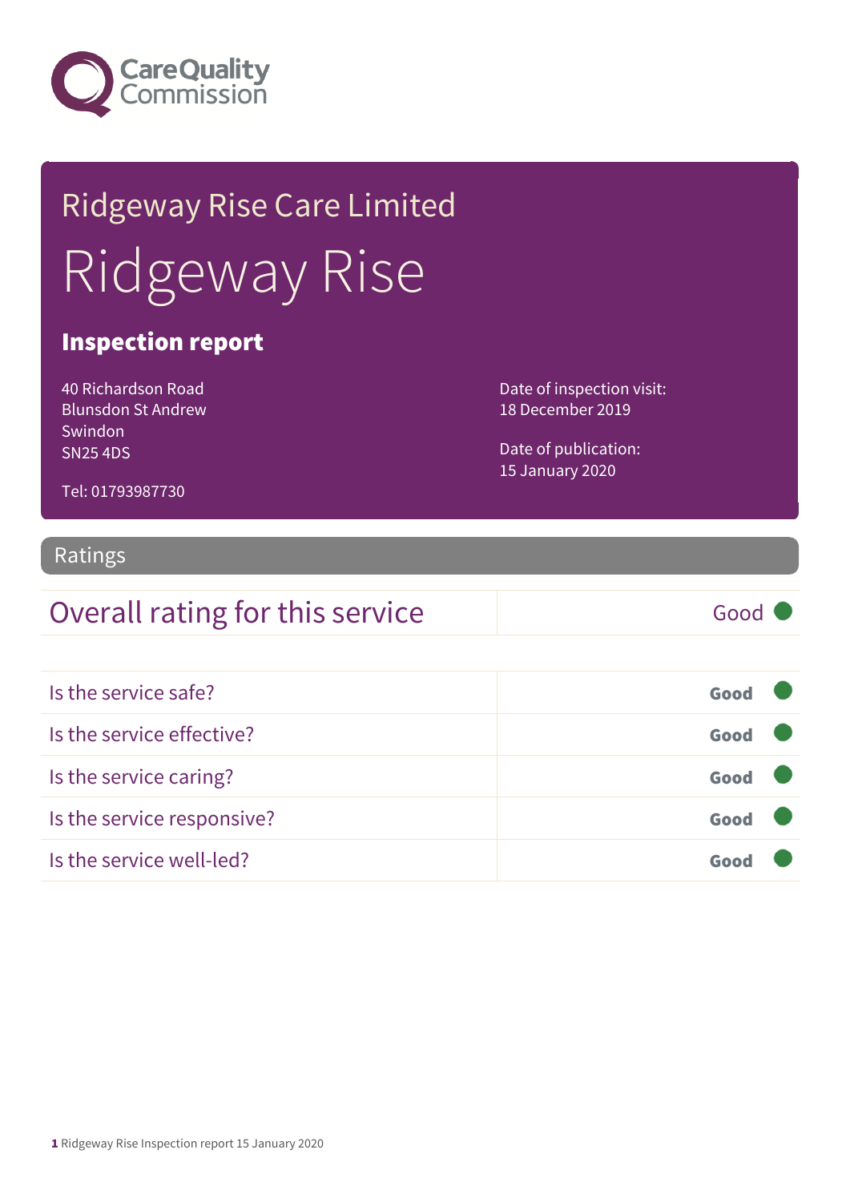Care Quality Commission

# Ridgeway Rise Care Limited

# Ridgeway Rise

## Inspection report

40 Richardson Road
Blunsdon St Andrew
Swindon
SN25 4DS

Tel: 01793987730

Date of inspection visit:
18 December 2019

Date of publication:
15 January 2020

## Ratings

| Overall rating for this service | Good |
|---|---|

| | |
|---|---|
| Is the service safe? | Good |
| Is the service effective? | Good |
| Is the service caring? | Good |
| Is the service responsive? | Good |
| Is the service well-led? | Good |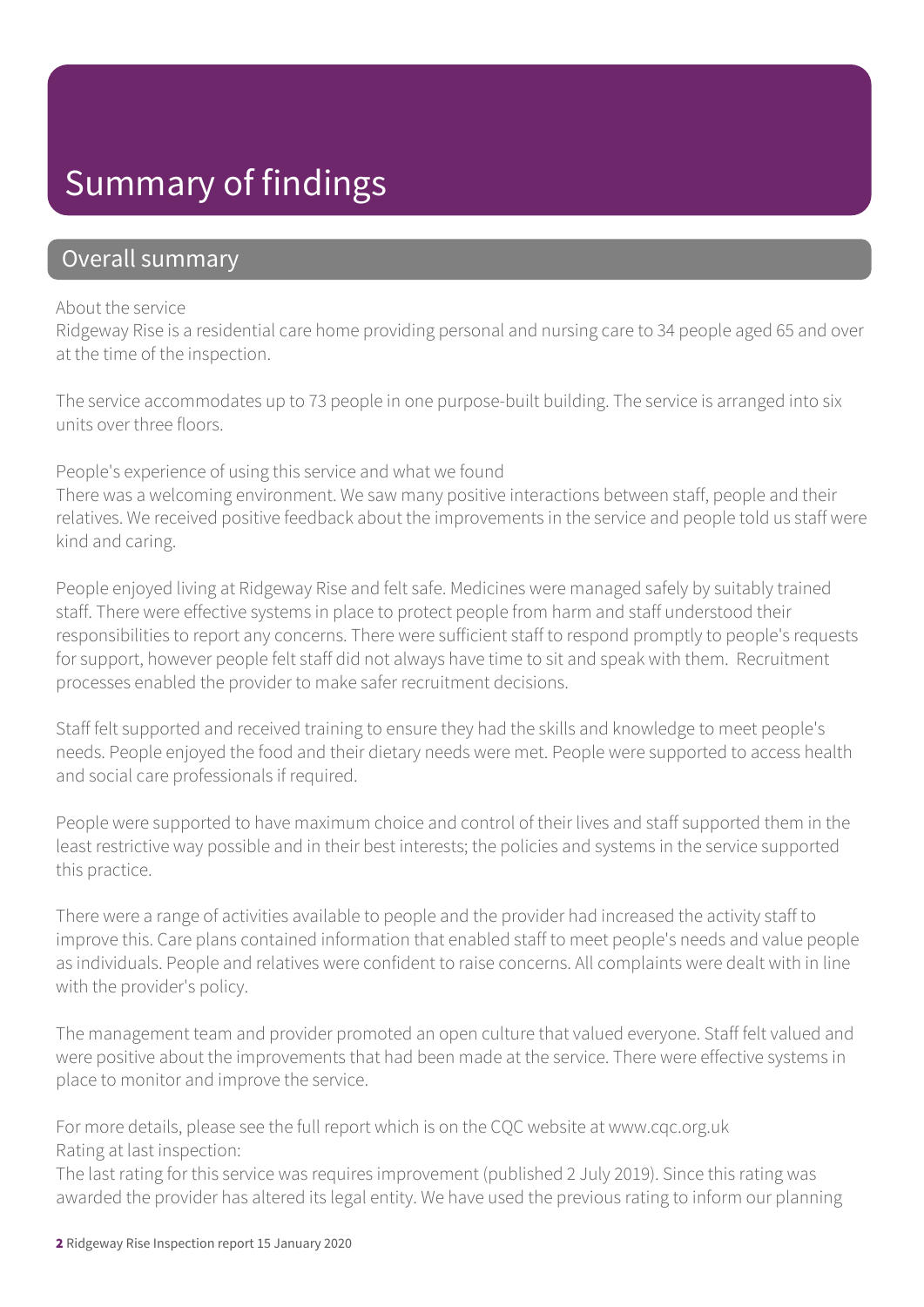# Summary of findings

## Overall summary

About the service

Ridgeway Rise is a residential care home providing personal and nursing care to 34 people aged 65 and over at the time of the inspection.

The service accommodates up to 73 people in one purpose-built building. The service is arranged into six units over three floors.

People's experience of using this service and what we found

There was a welcoming environment. We saw many positive interactions between staff, people and their relatives. We received positive feedback about the improvements in the service and people told us staff were kind and caring.

People enjoyed living at Ridgeway Rise and felt safe. Medicines were managed safely by suitably trained staff. There were effective systems in place to protect people from harm and staff understood their responsibilities to report any concerns. There were sufficient staff to respond promptly to people's requests for support, however people felt staff did not always have time to sit and speak with them. Recruitment processes enabled the provider to make safer recruitment decisions.

Staff felt supported and received training to ensure they had the skills and knowledge to meet people's needs. People enjoyed the food and their dietary needs were met. People were supported to access health and social care professionals if required.

People were supported to have maximum choice and control of their lives and staff supported them in the least restrictive way possible and in their best interests; the policies and systems in the service supported this practice.

There were a range of activities available to people and the provider had increased the activity staff to improve this. Care plans contained information that enabled staff to meet people's needs and value people as individuals. People and relatives were confident to raise concerns. All complaints were dealt with in line with the provider's policy.

The management team and provider promoted an open culture that valued everyone. Staff felt valued and were positive about the improvements that had been made at the service. There were effective systems in place to monitor and improve the service.

For more details, please see the full report which is on the CQC website at www.cqc.org.uk

Rating at last inspection:

The last rating for this service was requires improvement (published 2 July 2019). Since this rating was awarded the provider has altered its legal entity. We have used the previous rating to inform our planning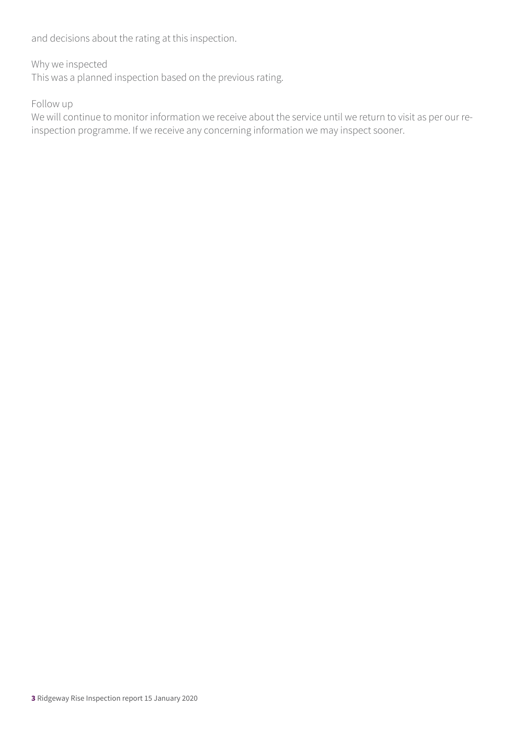and decisions about the rating at this inspection.

Why we inspected
This was a planned inspection based on the previous rating.

Follow up
We will continue to monitor information we receive about the service until we return to visit as per our re-inspection programme. If we receive any concerning information we may inspect sooner.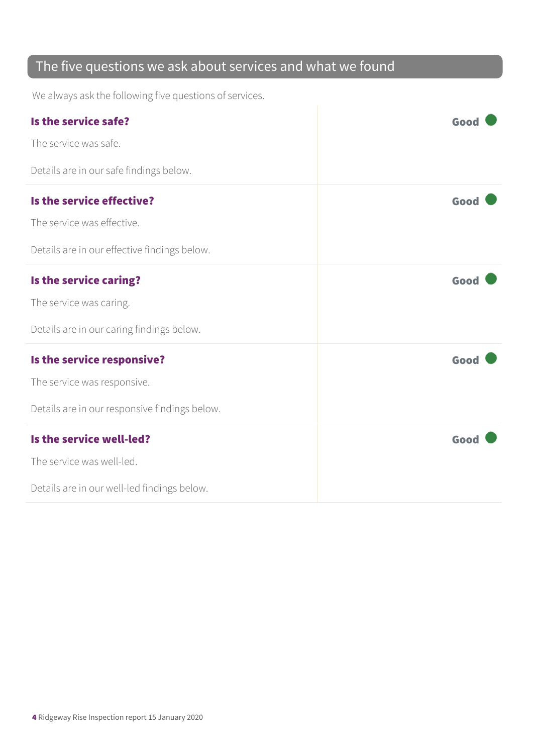## The five questions we ask about services and what we found

We always ask the following five questions of services.

| | |
|---|---|
| **Is the service safe?**<br><br>The service was safe.<br><br>Details are in our safe findings below. | **Good** |
| **Is the service effective?**<br><br>The service was effective.<br><br>Details are in our effective findings below. | **Good** |
| **Is the service caring?**<br><br>The service was caring.<br><br>Details are in our caring findings below. | **Good** |
| **Is the service responsive?**<br><br>The service was responsive.<br><br>Details are in our responsive findings below. | **Good** |
| **Is the service well-led?**<br><br>The service was well-led.<br><br>Details are in our well-led findings below. | **Good** |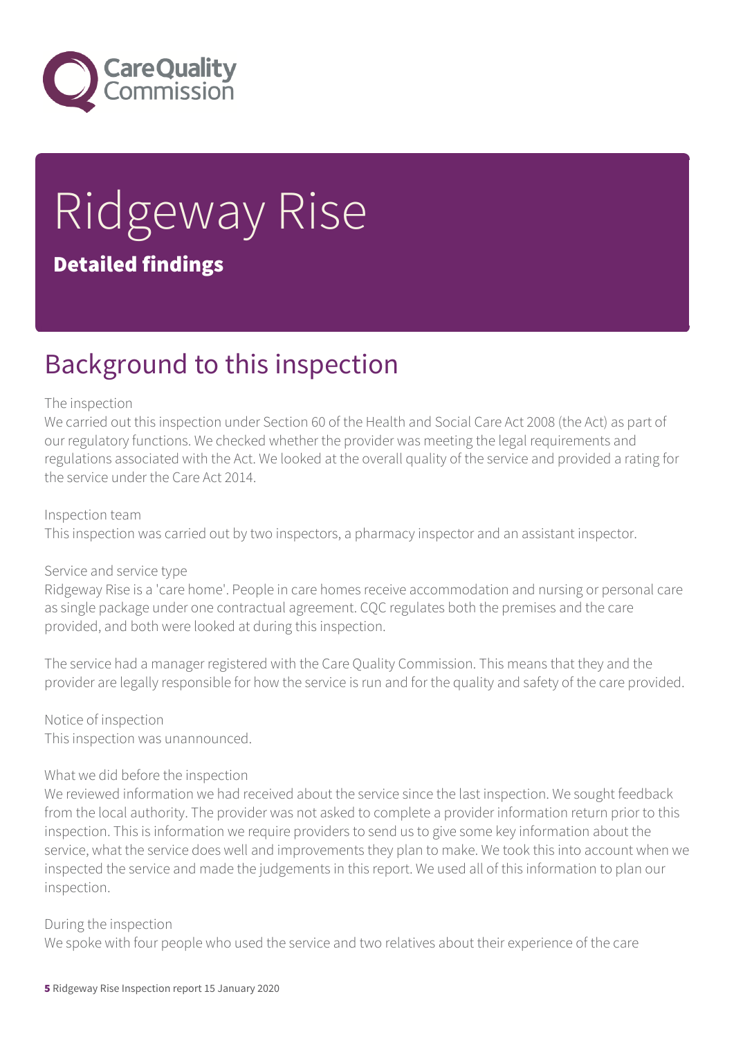# Ridgeway Rise

**Detailed findings**

## Background to this inspection

The inspection
We carried out this inspection under Section 60 of the Health and Social Care Act 2008 (the Act) as part of our regulatory functions. We checked whether the provider was meeting the legal requirements and regulations associated with the Act. We looked at the overall quality of the service and provided a rating for the service under the Care Act 2014.

Inspection team
This inspection was carried out by two inspectors, a pharmacy inspector and an assistant inspector.

Service and service type
Ridgeway Rise is a 'care home'. People in care homes receive accommodation and nursing or personal care as single package under one contractual agreement. CQC regulates both the premises and the care provided, and both were looked at during this inspection.

The service had a manager registered with the Care Quality Commission. This means that they and the provider are legally responsible for how the service is run and for the quality and safety of the care provided.

Notice of inspection
This inspection was unannounced.

What we did before the inspection
We reviewed information we had received about the service since the last inspection. We sought feedback from the local authority. The provider was not asked to complete a provider information return prior to this inspection. This is information we require providers to send us to give some key information about the service, what the service does well and improvements they plan to make. We took this into account when we inspected the service and made the judgements in this report. We used all of this information to plan our inspection.

During the inspection
We spoke with four people who used the service and two relatives about their experience of the care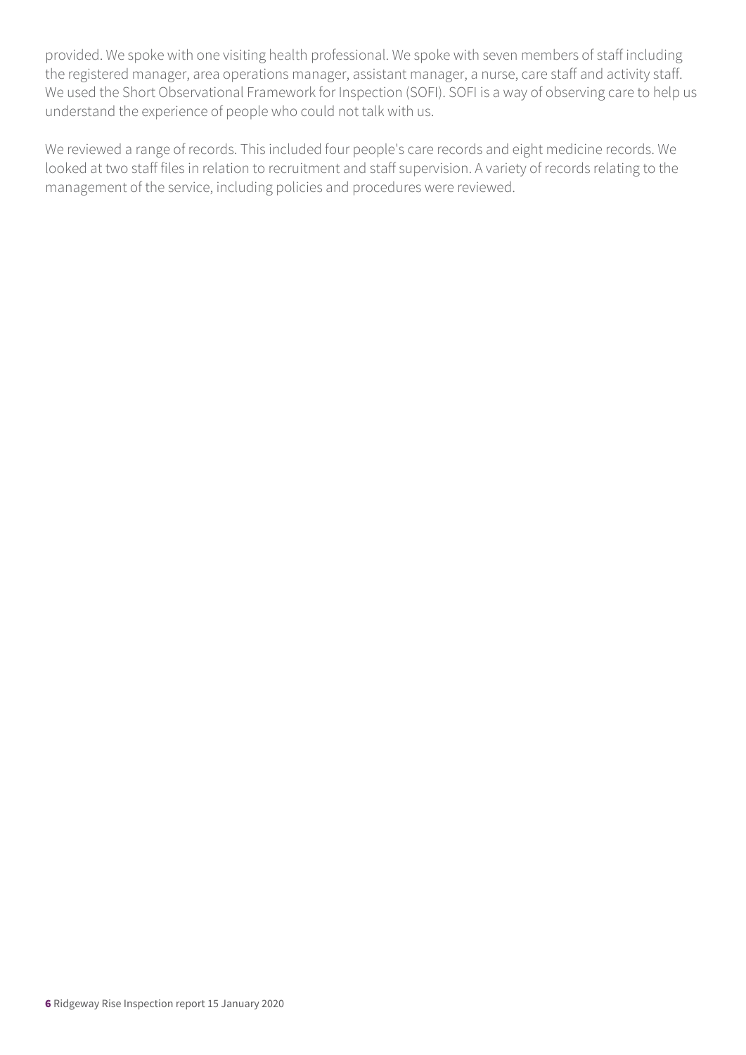provided. We spoke with one visiting health professional. We spoke with seven members of staff including the registered manager, area operations manager, assistant manager, a nurse, care staff and activity staff. We used the Short Observational Framework for Inspection (SOFI). SOFI is a way of observing care to help us understand the experience of people who could not talk with us.

We reviewed a range of records. This included four people's care records and eight medicine records. We looked at two staff files in relation to recruitment and staff supervision. A variety of records relating to the management of the service, including policies and procedures were reviewed.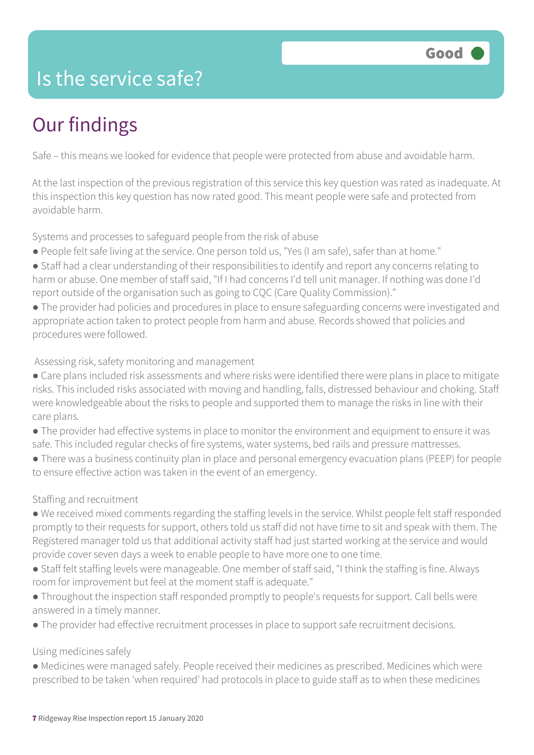# Is the service safe?

**Good**

## Our findings

Safe – this means we looked for evidence that people were protected from abuse and avoidable harm.

At the last inspection of the previous registration of this service this key question was rated as inadequate. At this inspection this key question has now rated good. This meant people were safe and protected from avoidable harm.

Systems and processes to safeguard people from the risk of abuse

- People felt safe living at the service. One person told us, "Yes (I am safe), safer than at home."
- Staff had a clear understanding of their responsibilities to identify and report any concerns relating to harm or abuse. One member of staff said, "If I had concerns I'd tell unit manager. If nothing was done I'd report outside of the organisation such as going to CQC (Care Quality Commission)."
- The provider had policies and procedures in place to ensure safeguarding concerns were investigated and appropriate action taken to protect people from harm and abuse. Records showed that policies and procedures were followed.

Assessing risk, safety monitoring and management

- Care plans included risk assessments and where risks were identified there were plans in place to mitigate risks. This included risks associated with moving and handling, falls, distressed behaviour and choking. Staff were knowledgeable about the risks to people and supported them to manage the risks in line with their care plans.
- The provider had effective systems in place to monitor the environment and equipment to ensure it was safe. This included regular checks of fire systems, water systems, bed rails and pressure mattresses.
- There was a business continuity plan in place and personal emergency evacuation plans (PEEP) for people to ensure effective action was taken in the event of an emergency.

Staffing and recruitment

- We received mixed comments regarding the staffing levels in the service. Whilst people felt staff responded promptly to their requests for support, others told us staff did not have time to sit and speak with them. The Registered manager told us that additional activity staff had just started working at the service and would provide cover seven days a week to enable people to have more one to one time.
- Staff felt staffing levels were manageable. One member of staff said, "I think the staffing is fine. Always room for improvement but feel at the moment staff is adequate."
- Throughout the inspection staff responded promptly to people's requests for support. Call bells were answered in a timely manner.
- The provider had effective recruitment processes in place to support safe recruitment decisions.

Using medicines safely

- Medicines were managed safely. People received their medicines as prescribed. Medicines which were prescribed to be taken 'when required' had protocols in place to guide staff as to when these medicines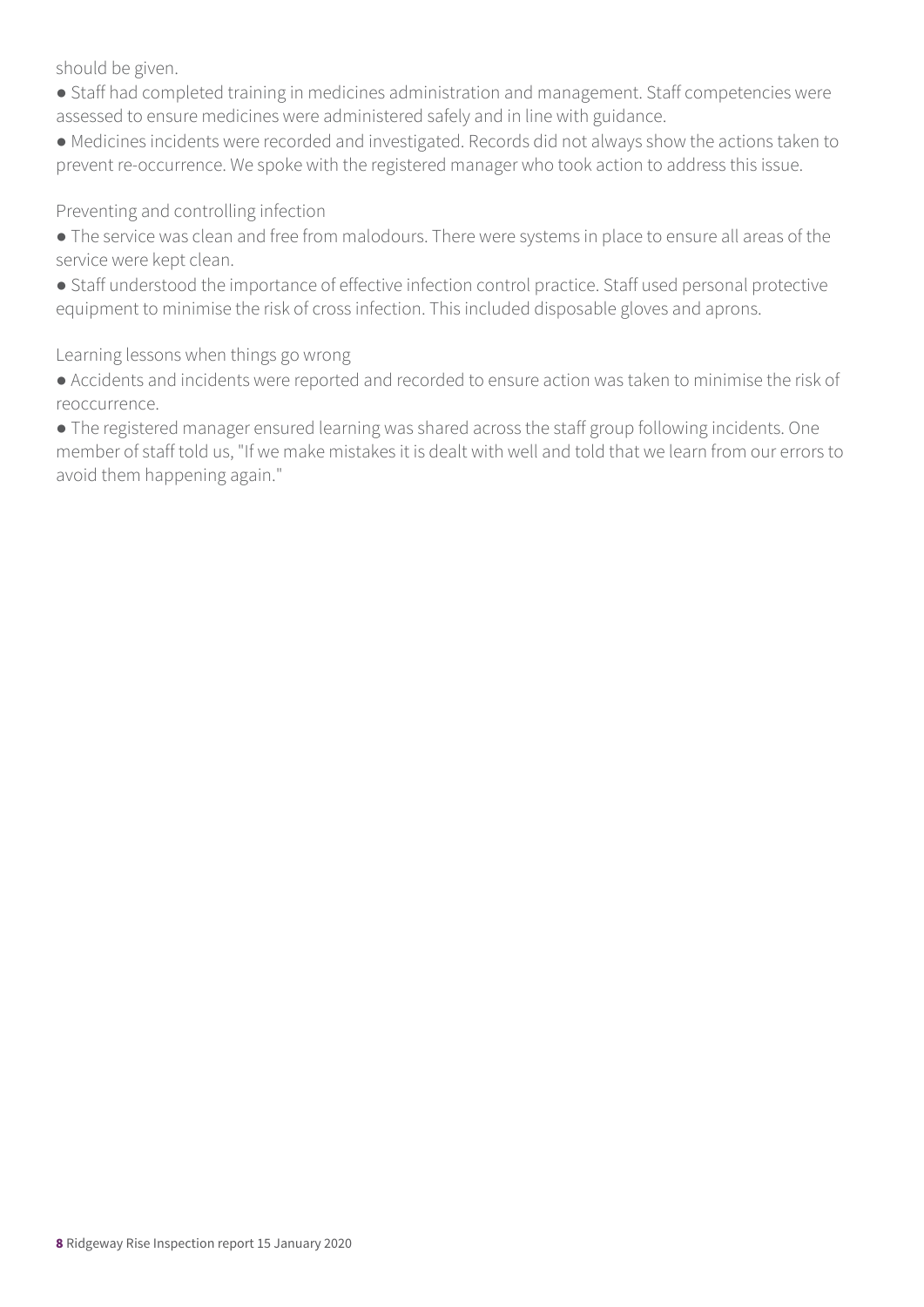should be given.

- Staff had completed training in medicines administration and management. Staff competencies were assessed to ensure medicines were administered safely and in line with guidance.
- Medicines incidents were recorded and investigated. Records did not always show the actions taken to prevent re-occurrence. We spoke with the registered manager who took action to address this issue.

Preventing and controlling infection

- The service was clean and free from malodours. There were systems in place to ensure all areas of the service were kept clean.
- Staff understood the importance of effective infection control practice. Staff used personal protective equipment to minimise the risk of cross infection. This included disposable gloves and aprons.

Learning lessons when things go wrong

- Accidents and incidents were reported and recorded to ensure action was taken to minimise the risk of reoccurrence.
- The registered manager ensured learning was shared across the staff group following incidents. One member of staff told us, "If we make mistakes it is dealt with well and told that we learn from our errors to avoid them happening again."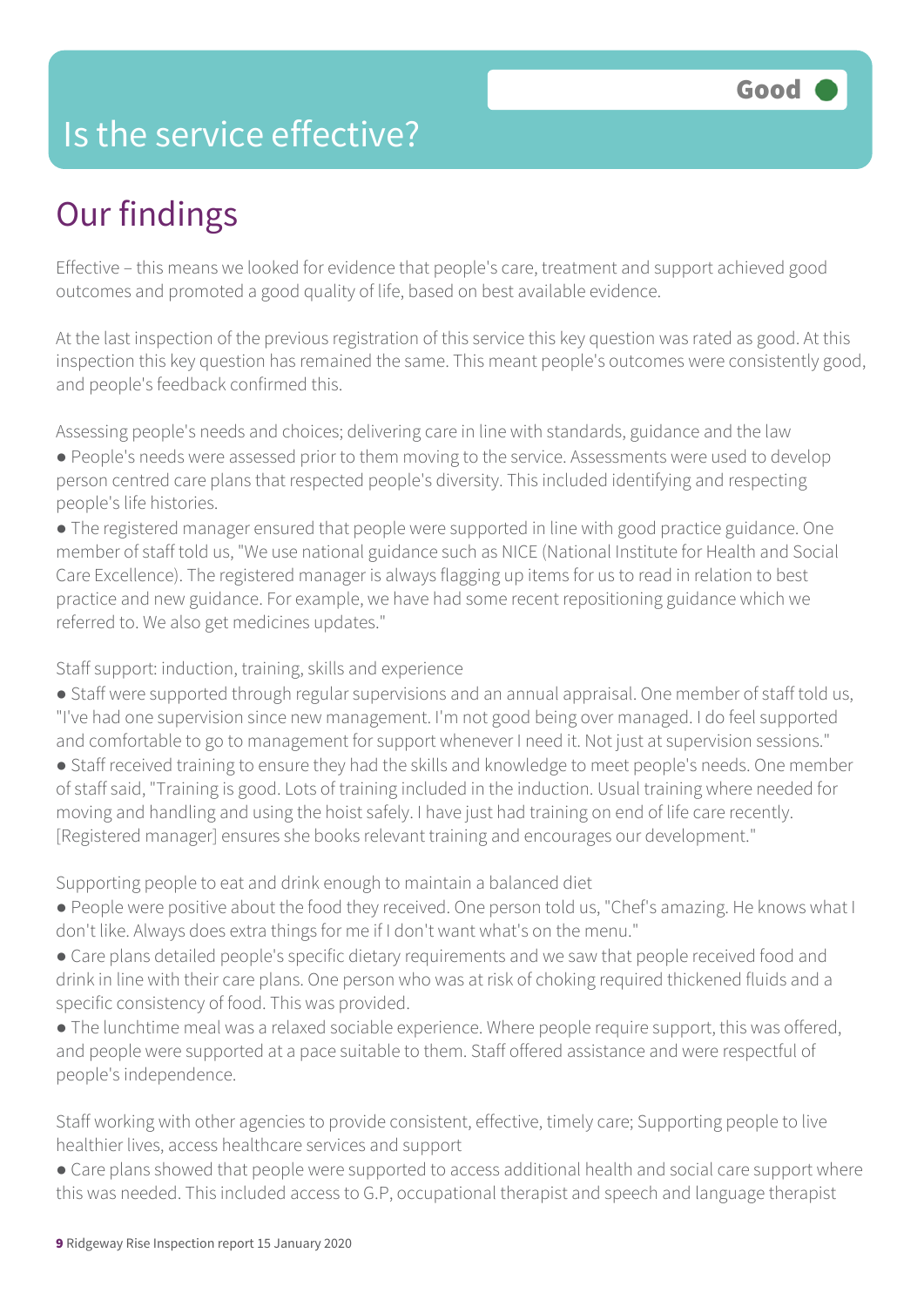Good

# Is the service effective?

## Our findings

Effective – this means we looked for evidence that people's care, treatment and support achieved good outcomes and promoted a good quality of life, based on best available evidence.

At the last inspection of the previous registration of this service this key question was rated as good. At this inspection this key question has remained the same. This meant people's outcomes were consistently good, and people's feedback confirmed this.

Assessing people's needs and choices; delivering care in line with standards, guidance and the law

- People's needs were assessed prior to them moving to the service. Assessments were used to develop person centred care plans that respected people's diversity. This included identifying and respecting people's life histories.
- The registered manager ensured that people were supported in line with good practice guidance. One member of staff told us, "We use national guidance such as NICE (National Institute for Health and Social Care Excellence). The registered manager is always flagging up items for us to read in relation to best practice and new guidance. For example, we have had some recent repositioning guidance which we referred to. We also get medicines updates."

Staff support: induction, training, skills and experience

- Staff were supported through regular supervisions and an annual appraisal. One member of staff told us, "I've had one supervision since new management. I'm not good being over managed. I do feel supported and comfortable to go to management for support whenever I need it. Not just at supervision sessions."
- Staff received training to ensure they had the skills and knowledge to meet people's needs. One member of staff said, "Training is good. Lots of training included in the induction. Usual training where needed for moving and handling and using the hoist safely. I have just had training on end of life care recently. [Registered manager] ensures she books relevant training and encourages our development."

Supporting people to eat and drink enough to maintain a balanced diet

- People were positive about the food they received. One person told us, "Chef's amazing. He knows what I don't like. Always does extra things for me if I don't want what's on the menu."
- Care plans detailed people's specific dietary requirements and we saw that people received food and drink in line with their care plans. One person who was at risk of choking required thickened fluids and a specific consistency of food. This was provided.
- The lunchtime meal was a relaxed sociable experience. Where people require support, this was offered, and people were supported at a pace suitable to them. Staff offered assistance and were respectful of people's independence.

Staff working with other agencies to provide consistent, effective, timely care; Supporting people to live healthier lives, access healthcare services and support

- Care plans showed that people were supported to access additional health and social care support where this was needed. This included access to G.P, occupational therapist and speech and language therapist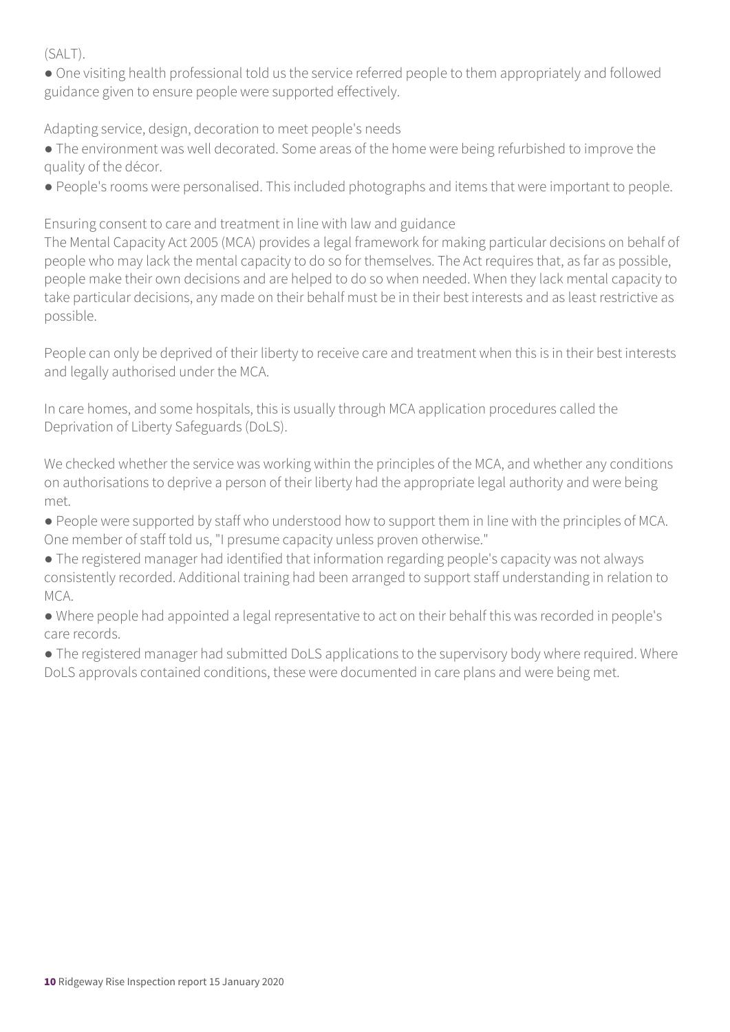(SALT).

- One visiting health professional told us the service referred people to them appropriately and followed guidance given to ensure people were supported effectively.

Adapting service, design, decoration to meet people's needs

- The environment was well decorated. Some areas of the home were being refurbished to improve the quality of the décor.
- People's rooms were personalised. This included photographs and items that were important to people.

Ensuring consent to care and treatment in line with law and guidance

The Mental Capacity Act 2005 (MCA) provides a legal framework for making particular decisions on behalf of people who may lack the mental capacity to do so for themselves. The Act requires that, as far as possible, people make their own decisions and are helped to do so when needed. When they lack mental capacity to take particular decisions, any made on their behalf must be in their best interests and as least restrictive as possible.

People can only be deprived of their liberty to receive care and treatment when this is in their best interests and legally authorised under the MCA.

In care homes, and some hospitals, this is usually through MCA application procedures called the Deprivation of Liberty Safeguards (DoLS).

We checked whether the service was working within the principles of the MCA, and whether any conditions on authorisations to deprive a person of their liberty had the appropriate legal authority and were being met.

- People were supported by staff who understood how to support them in line with the principles of MCA. One member of staff told us, "I presume capacity unless proven otherwise."
- The registered manager had identified that information regarding people's capacity was not always consistently recorded. Additional training had been arranged to support staff understanding in relation to MCA.
- Where people had appointed a legal representative to act on their behalf this was recorded in people's care records.
- The registered manager had submitted DoLS applications to the supervisory body where required. Where DoLS approvals contained conditions, these were documented in care plans and were being met.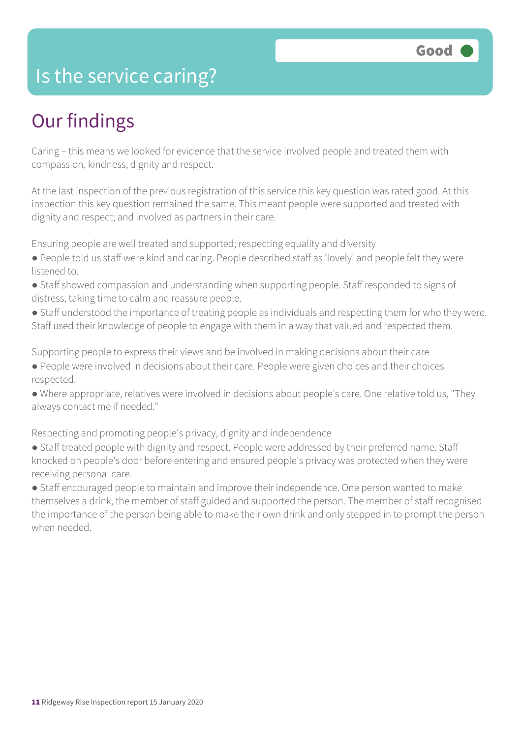# Is the service caring?

**Good**

## Our findings

Caring – this means we looked for evidence that the service involved people and treated them with compassion, kindness, dignity and respect.

At the last inspection of the previous registration of this service this key question was rated good. At this inspection this key question remained the same. This meant people were supported and treated with dignity and respect; and involved as partners in their care.

Ensuring people are well treated and supported; respecting equality and diversity

- People told us staff were kind and caring. People described staff as 'lovely' and people felt they were listened to.
- Staff showed compassion and understanding when supporting people. Staff responded to signs of distress, taking time to calm and reassure people.
- Staff understood the importance of treating people as individuals and respecting them for who they were. Staff used their knowledge of people to engage with them in a way that valued and respected them.

Supporting people to express their views and be involved in making decisions about their care

- People were involved in decisions about their care. People were given choices and their choices respected.
- Where appropriate, relatives were involved in decisions about people's care. One relative told us, "They always contact me if needed."

Respecting and promoting people's privacy, dignity and independence

- Staff treated people with dignity and respect. People were addressed by their preferred name. Staff knocked on people's door before entering and ensured people's privacy was protected when they were receiving personal care.
- Staff encouraged people to maintain and improve their independence. One person wanted to make themselves a drink, the member of staff guided and supported the person. The member of staff recognised the importance of the person being able to make their own drink and only stepped in to prompt the person when needed.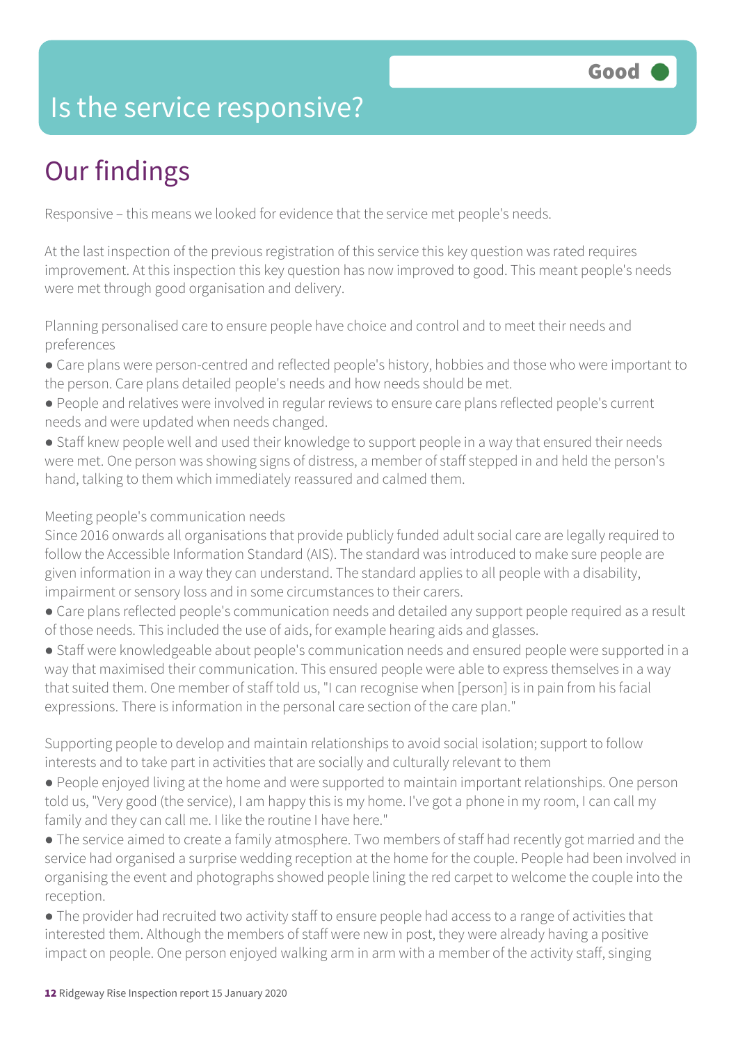# Is the service responsive?

**Good**

## Our findings

Responsive – this means we looked for evidence that the service met people's needs.

At the last inspection of the previous registration of this service this key question was rated requires improvement. At this inspection this key question has now improved to good. This meant people's needs were met through good organisation and delivery.

Planning personalised care to ensure people have choice and control and to meet their needs and preferences

- Care plans were person-centred and reflected people's history, hobbies and those who were important to the person. Care plans detailed people's needs and how needs should be met.
- People and relatives were involved in regular reviews to ensure care plans reflected people's current needs and were updated when needs changed.
- Staff knew people well and used their knowledge to support people in a way that ensured their needs were met. One person was showing signs of distress, a member of staff stepped in and held the person's hand, talking to them which immediately reassured and calmed them.

Meeting people's communication needs

Since 2016 onwards all organisations that provide publicly funded adult social care are legally required to follow the Accessible Information Standard (AIS). The standard was introduced to make sure people are given information in a way they can understand. The standard applies to all people with a disability, impairment or sensory loss and in some circumstances to their carers.

- Care plans reflected people's communication needs and detailed any support people required as a result of those needs. This included the use of aids, for example hearing aids and glasses.
- Staff were knowledgeable about people's communication needs and ensured people were supported in a way that maximised their communication. This ensured people were able to express themselves in a way that suited them. One member of staff told us, "I can recognise when [person] is in pain from his facial expressions. There is information in the personal care section of the care plan."

Supporting people to develop and maintain relationships to avoid social isolation; support to follow interests and to take part in activities that are socially and culturally relevant to them

- People enjoyed living at the home and were supported to maintain important relationships. One person told us, "Very good (the service), I am happy this is my home. I've got a phone in my room, I can call my family and they can call me. I like the routine I have here."
- The service aimed to create a family atmosphere. Two members of staff had recently got married and the service had organised a surprise wedding reception at the home for the couple. People had been involved in organising the event and photographs showed people lining the red carpet to welcome the couple into the reception.
- The provider had recruited two activity staff to ensure people had access to a range of activities that interested them. Although the members of staff were new in post, they were already having a positive impact on people. One person enjoyed walking arm in arm with a member of the activity staff, singing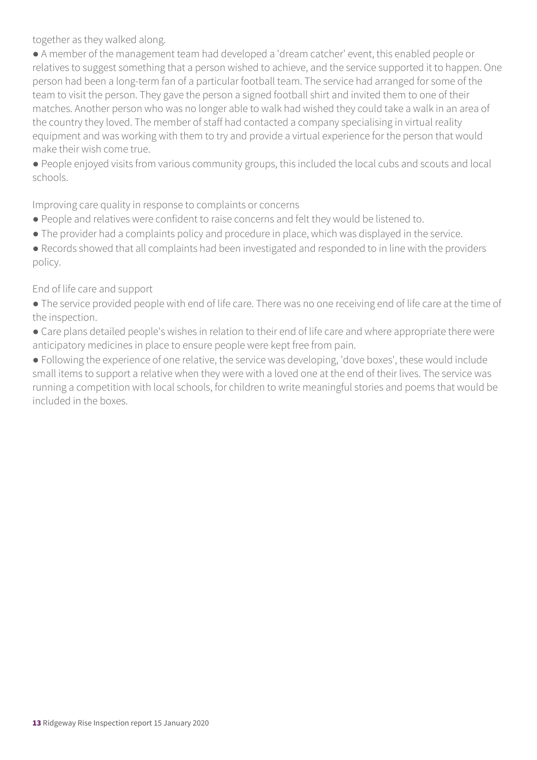together as they walked along.

- A member of the management team had developed a 'dream catcher' event, this enabled people or relatives to suggest something that a person wished to achieve, and the service supported it to happen. One person had been a long-term fan of a particular football team. The service had arranged for some of the team to visit the person. They gave the person a signed football shirt and invited them to one of their matches. Another person who was no longer able to walk had wished they could take a walk in an area of the country they loved. The member of staff had contacted a company specialising in virtual reality equipment and was working with them to try and provide a virtual experience for the person that would make their wish come true.
- People enjoyed visits from various community groups, this included the local cubs and scouts and local schools.

Improving care quality in response to complaints or concerns

- People and relatives were confident to raise concerns and felt they would be listened to.
- The provider had a complaints policy and procedure in place, which was displayed in the service.
- Records showed that all complaints had been investigated and responded to in line with the providers policy.

End of life care and support

- The service provided people with end of life care. There was no one receiving end of life care at the time of the inspection.
- Care plans detailed people's wishes in relation to their end of life care and where appropriate there were anticipatory medicines in place to ensure people were kept free from pain.
- Following the experience of one relative, the service was developing, 'dove boxes', these would include small items to support a relative when they were with a loved one at the end of their lives. The service was running a competition with local schools, for children to write meaningful stories and poems that would be included in the boxes.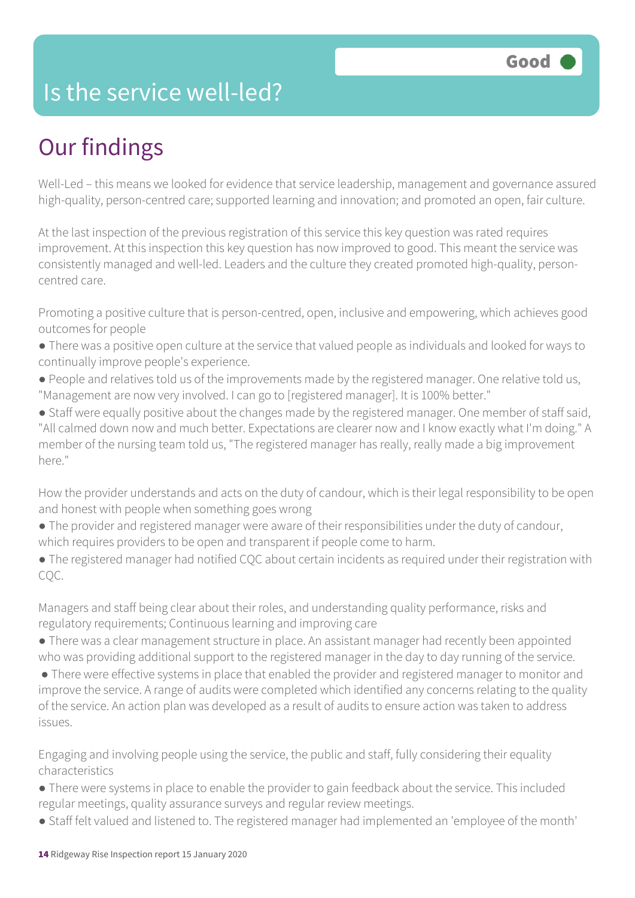# Is the service well-led?

**Good**

## Our findings

Well-Led – this means we looked for evidence that service leadership, management and governance assured high-quality, person-centred care; supported learning and innovation; and promoted an open, fair culture.

At the last inspection of the previous registration of this service this key question was rated requires improvement. At this inspection this key question has now improved to good. This meant the service was consistently managed and well-led. Leaders and the culture they created promoted high-quality, person-centred care.

Promoting a positive culture that is person-centred, open, inclusive and empowering, which achieves good outcomes for people

- There was a positive open culture at the service that valued people as individuals and looked for ways to continually improve people's experience.
- People and relatives told us of the improvements made by the registered manager. One relative told us, "Management are now very involved. I can go to [registered manager]. It is 100% better."
- Staff were equally positive about the changes made by the registered manager. One member of staff said, "All calmed down now and much better. Expectations are clearer now and I know exactly what I'm doing." A member of the nursing team told us, "The registered manager has really, really made a big improvement here."

How the provider understands and acts on the duty of candour, which is their legal responsibility to be open and honest with people when something goes wrong

- The provider and registered manager were aware of their responsibilities under the duty of candour, which requires providers to be open and transparent if people come to harm.
- The registered manager had notified CQC about certain incidents as required under their registration with CQC.

Managers and staff being clear about their roles, and understanding quality performance, risks and regulatory requirements; Continuous learning and improving care

- There was a clear management structure in place. An assistant manager had recently been appointed who was providing additional support to the registered manager in the day to day running of the service.
- There were effective systems in place that enabled the provider and registered manager to monitor and improve the service. A range of audits were completed which identified any concerns relating to the quality of the service. An action plan was developed as a result of audits to ensure action was taken to address issues.

Engaging and involving people using the service, the public and staff, fully considering their equality characteristics

- There were systems in place to enable the provider to gain feedback about the service. This included regular meetings, quality assurance surveys and regular review meetings.
- Staff felt valued and listened to. The registered manager had implemented an 'employee of the month'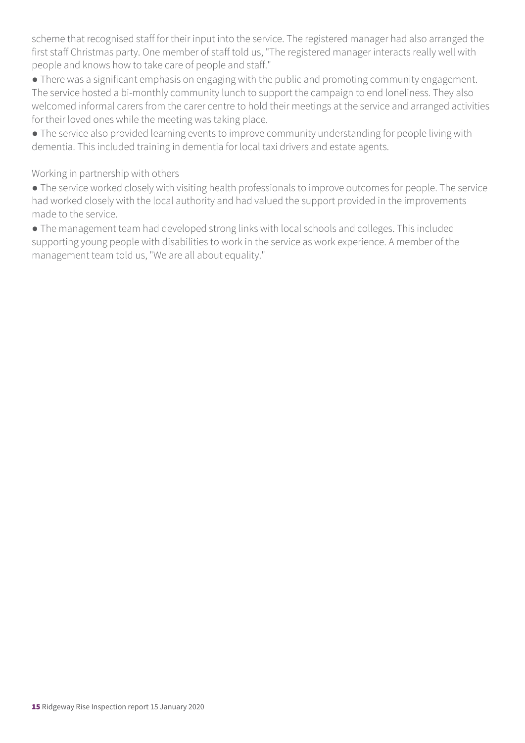scheme that recognised staff for their input into the service. The registered manager had also arranged the first staff Christmas party. One member of staff told us, "The registered manager interacts really well with people and knows how to take care of people and staff."

- There was a significant emphasis on engaging with the public and promoting community engagement. The service hosted a bi-monthly community lunch to support the campaign to end loneliness. They also welcomed informal carers from the carer centre to hold their meetings at the service and arranged activities for their loved ones while the meeting was taking place.
- The service also provided learning events to improve community understanding for people living with dementia. This included training in dementia for local taxi drivers and estate agents.

Working in partnership with others

- The service worked closely with visiting health professionals to improve outcomes for people. The service had worked closely with the local authority and had valued the support provided in the improvements made to the service.
- The management team had developed strong links with local schools and colleges. This included supporting young people with disabilities to work in the service as work experience. A member of the management team told us, "We are all about equality."